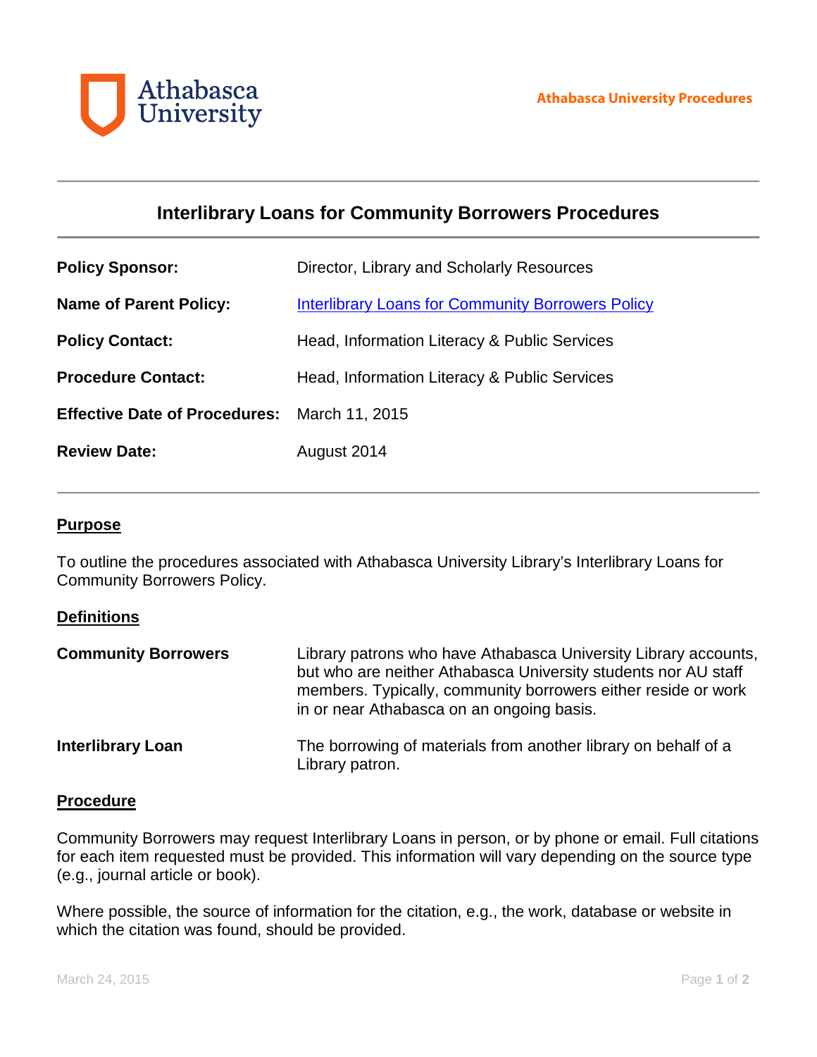Athabasca University

Athabasca University Procedures

# Interlibrary Loans for Community Borrowers Procedures

| | |
|---|---|
| **Policy Sponsor:** | Director, Library and Scholarly Resources |
| **Name of Parent Policy:** | [Interlibrary Loans for Community Borrowers Policy]() |
| **Policy Contact:** | Head, Information Literacy & Public Services |
| **Procedure Contact:** | Head, Information Literacy & Public Services |
| **Effective Date of Procedures:** | March 11, 2015 |
| **Review Date:** | August 2014 |

## Purpose

To outline the procedures associated with Athabasca University Library's Interlibrary Loans for Community Borrowers Policy.

## Definitions

| | |
|---|---|
| **Community Borrowers** | Library patrons who have Athabasca University Library accounts, but who are neither Athabasca University students nor AU staff members. Typically, community borrowers either reside or work in or near Athabasca on an ongoing basis. |
| **Interlibrary Loan** | The borrowing of materials from another library on behalf of a Library patron. |

## Procedure

Community Borrowers may request Interlibrary Loans in person, or by phone or email. Full citations for each item requested must be provided. This information will vary depending on the source type (e.g., journal article or book).

Where possible, the source of information for the citation, e.g., the work, database or website in which the citation was found, should be provided.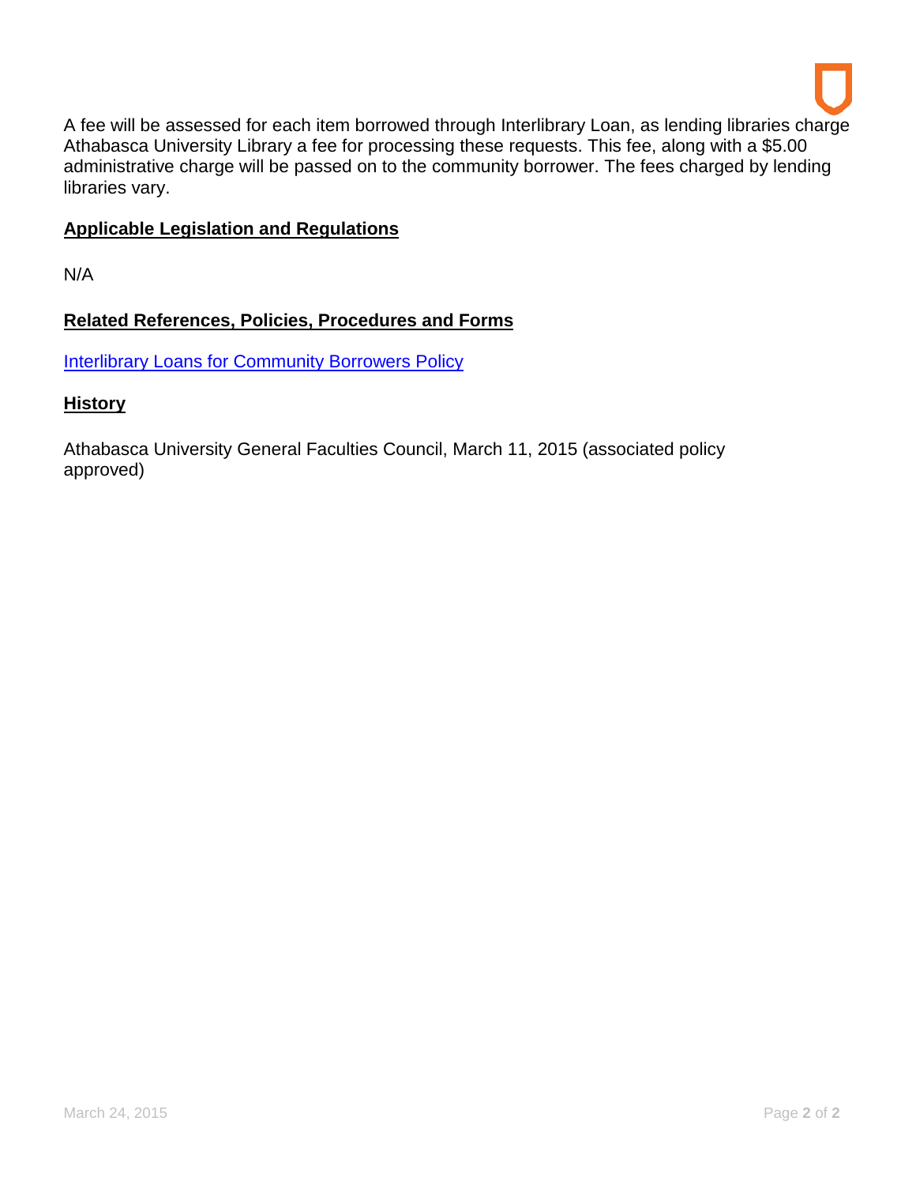A fee will be assessed for each item borrowed through Interlibrary Loan, as lending libraries charge Athabasca University Library a fee for processing these requests. This fee, along with a $5.00 administrative charge will be passed on to the community borrower. The fees charged by lending libraries vary.

## Applicable Legislation and Regulations

N/A

## Related References, Policies, Procedures and Forms

Interlibrary Loans for Community Borrowers Policy

## History

Athabasca University General Faculties Council, March 11, 2015 (associated policy approved)